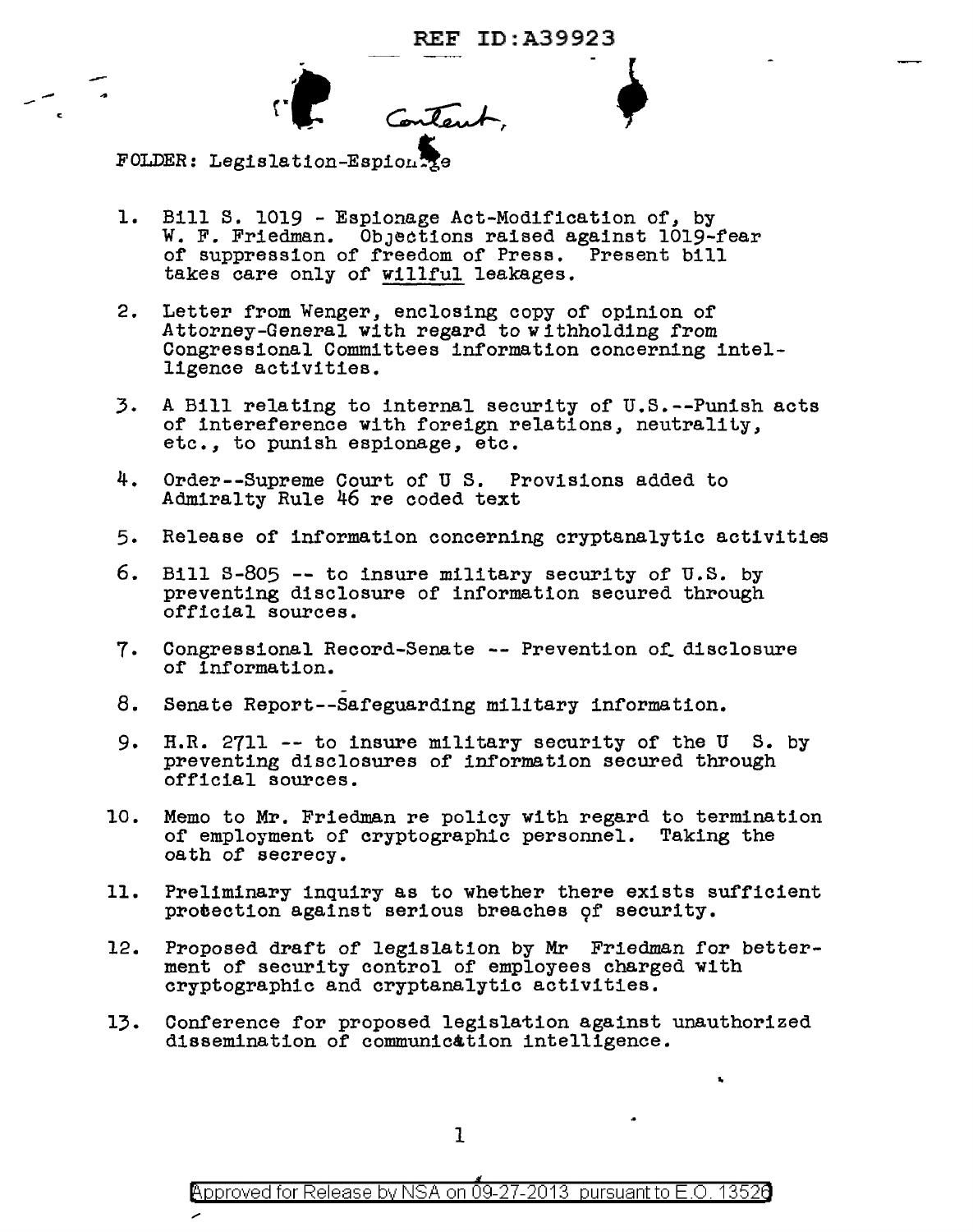Content,

FOLDER: Legislation-Espionage

1. Bill S. 1019 - Espionage Act-Modification of, by W. F. Friedman. Objections raised against 1019-fear of suppression of freedom of Press. Present bill takes care only of willful leakages.

2. Letter from Wenger, enclosing copy of opinion of Attorney-General with regard to withholding from Congressional Committees information concerning intelligence activities.

3. A Bill relating to internal security of U.S.--Punish acts of intereference with foreign relations, neutrality, etc., to punish espionage, etc.

4. Order--Supreme Court of U S. Provisions added to Admiralty Rule 46 re coded text

5. Release of information concerning cryptanalytic activities

6. Bill S-805 -- to insure military security of U.S. by preventing disclosure of information secured through official sources.

7. Congressional Record-Senate -- Prevention of disclosure of information.

8. Senate Report--Safeguarding military information.

9. H.R. 2711 -- to insure military security of the U S. by preventing disclosures of information secured through official sources.

10. Memo to Mr. Friedman re policy with regard to termination of employment of cryptographic personnel. Taking the oath of secrecy.

11. Preliminary inquiry as to whether there exists sufficient protection against serious breaches of security.

12. Proposed draft of legislation by Mr Friedman for betterment of security control of employees charged with cryptographic and cryptanalytic activities.

13. Conference for proposed legislation against unauthorized dissemination of communication intelligence.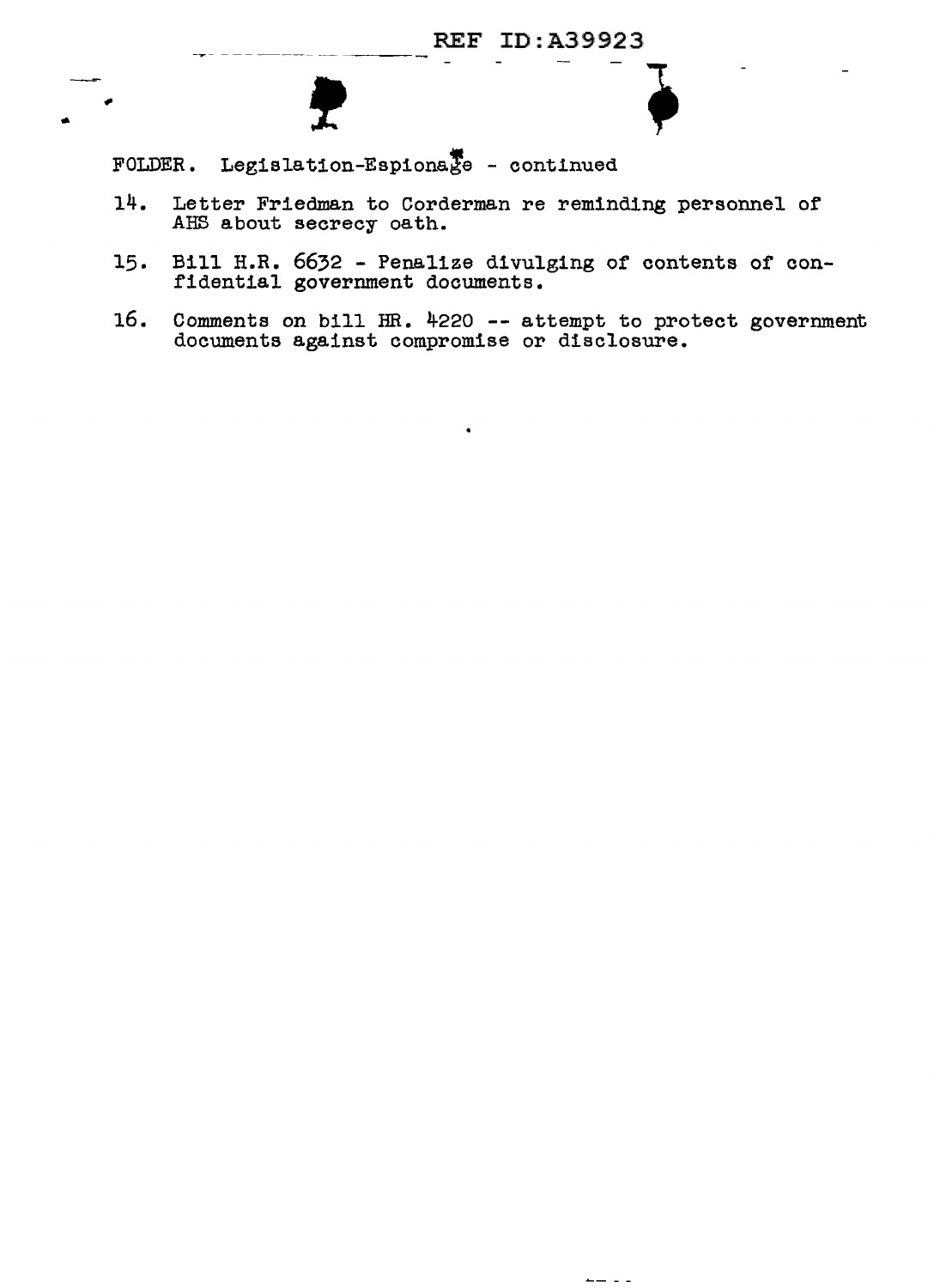REF ID:A39923

FOLDER. Legislation-Espionage - continued

14. Letter Friedman to Corderman re reminding personnel of AHS about secrecy oath.

15. Bill H.R. 6632 - Penalize divulging of contents of confidential government documents.

16. Comments on bill HR. 4220 -- attempt to protect government documents against compromise or disclosure.